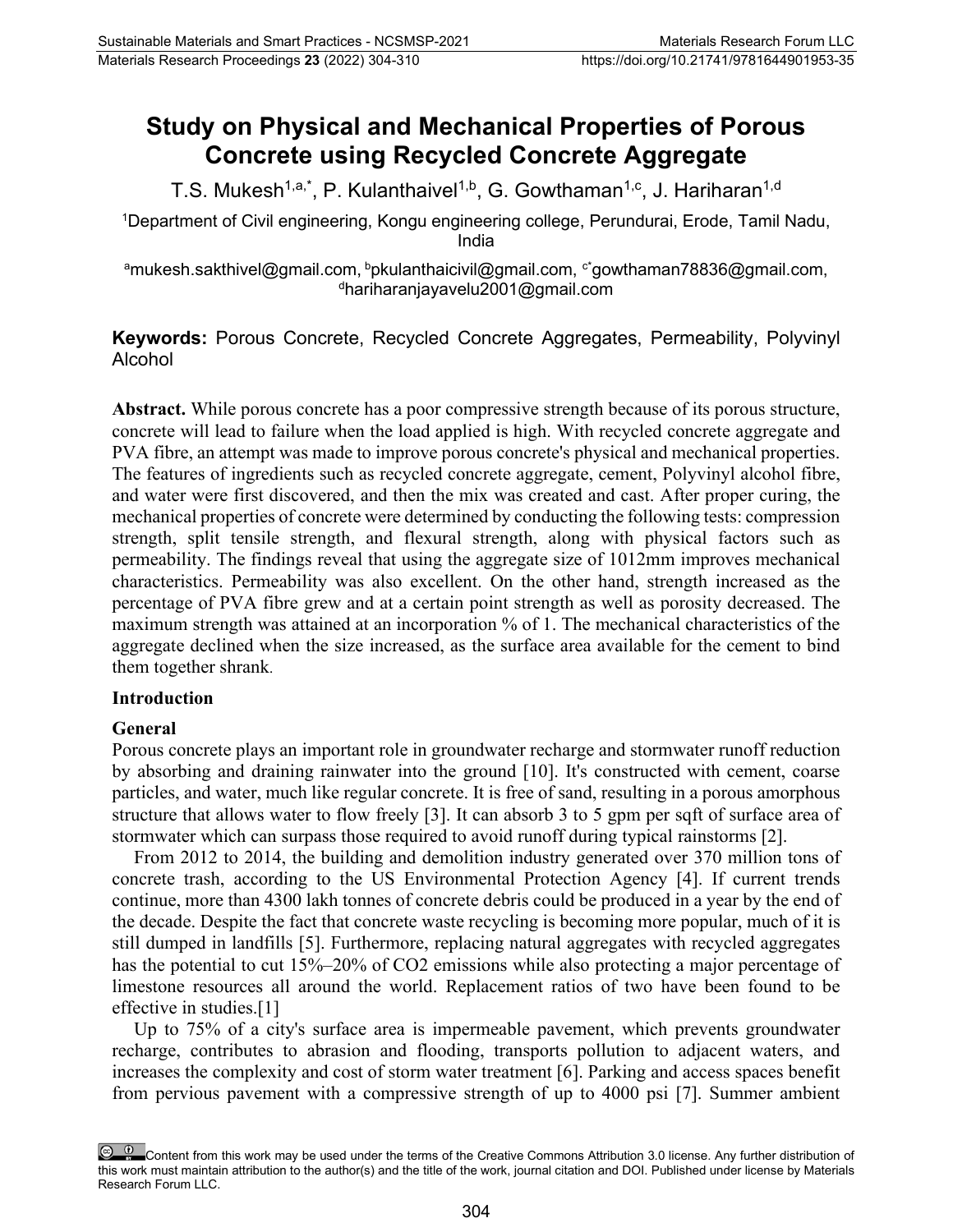# Study on Physical and Mechanical Properties of Porous Concrete using Recycled Concrete Aggregate

T.S. Mukesh[1,a,*], P. Kulanthaivel[1,b], G. Gowthaman[1,c], J. Hariharan[1,d]

[1]Department of Civil engineering, Kongu engineering college, Perundurai, Erode, Tamil Nadu, India

[a]mukesh.sakthivel@gmail.com, [b]pkulanthaicivil@gmail.com, [c*]gowthaman78836@gmail.com, [d]hariharanjayavelu2001@gmail.com

**Keywords:** Porous Concrete, Recycled Concrete Aggregates, Permeability, Polyvinyl Alcohol

**Abstract.** While porous concrete has a poor compressive strength because of its porous structure, concrete will lead to failure when the load applied is high. With recycled concrete aggregate and PVA fibre, an attempt was made to improve porous concrete's physical and mechanical properties. The features of ingredients such as recycled concrete aggregate, cement, Polyvinyl alcohol fibre, and water were first discovered, and then the mix was created and cast. After proper curing, the mechanical properties of concrete were determined by conducting the following tests: compression strength, split tensile strength, and flexural strength, along with physical factors such as permeability. The findings reveal that using the aggregate size of 1012mm improves mechanical characteristics. Permeability was also excellent. On the other hand, strength increased as the percentage of PVA fibre grew and at a certain point strength as well as porosity decreased. The maximum strength was attained at an incorporation % of 1. The mechanical characteristics of the aggregate declined when the size increased, as the surface area available for the cement to bind them together shrank.

## Introduction

### General

Porous concrete plays an important role in groundwater recharge and stormwater runoff reduction by absorbing and draining rainwater into the ground [10]. It's constructed with cement, coarse particles, and water, much like regular concrete. It is free of sand, resulting in a porous amorphous structure that allows water to flow freely [3]. It can absorb 3 to 5 gpm per sqft of surface area of stormwater which can surpass those required to avoid runoff during typical rainstorms [2].

From 2012 to 2014, the building and demolition industry generated over 370 million tons of concrete trash, according to the US Environmental Protection Agency [4]. If current trends continue, more than 4300 lakh tonnes of concrete debris could be produced in a year by the end of the decade. Despite the fact that concrete waste recycling is becoming more popular, much of it is still dumped in landfills [5]. Furthermore, replacing natural aggregates with recycled aggregates has the potential to cut 15%–20% of $CO_2$ emissions while also protecting a major percentage of limestone resources all around the world. Replacement ratios of two have been found to be effective in studies.[1]

Up to 75% of a city's surface area is impermeable pavement, which prevents groundwater recharge, contributes to abrasion and flooding, transports pollution to adjacent waters, and increases the complexity and cost of storm water treatment [6]. Parking and access spaces benefit from pervious pavement with a compressive strength of up to 4000 psi [7]. Summer ambient

Content from this work may be used under the terms of the Creative Commons Attribution 3.0 license. Any further distribution of this work must maintain attribution to the author(s) and the title of the work, journal citation and DOI. Published under license by Materials Research Forum LLC.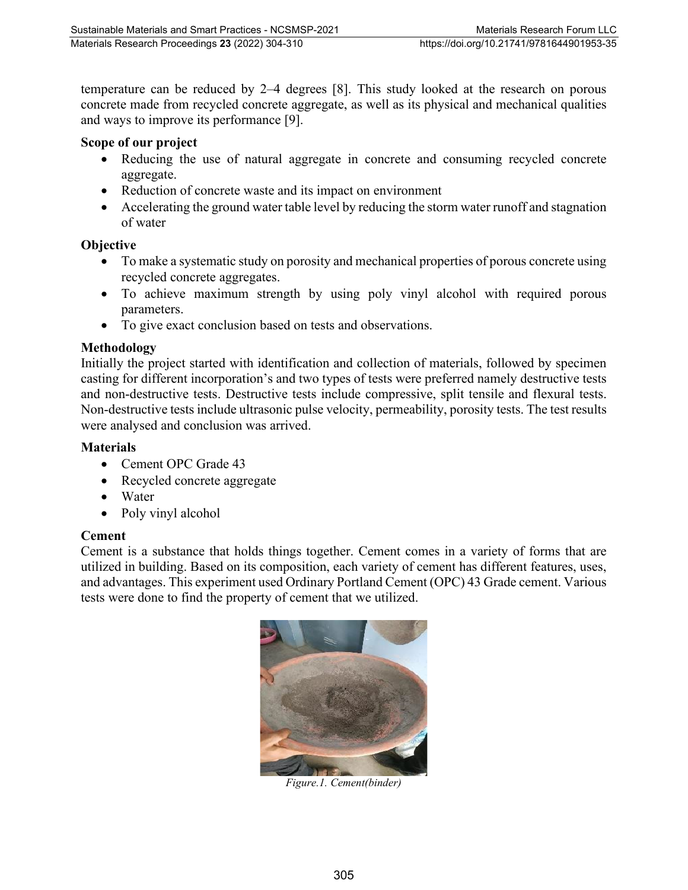temperature can be reduced by 2–4 degrees [8]. This study looked at the research on porous concrete made from recycled concrete aggregate, as well as its physical and mechanical qualities and ways to improve its performance [9].

**Scope of our project**

- Reducing the use of natural aggregate in concrete and consuming recycled concrete aggregate.
- Reduction of concrete waste and its impact on environment
- Accelerating the ground water table level by reducing the storm water runoff and stagnation of water

**Objective**

- To make a systematic study on porosity and mechanical properties of porous concrete using recycled concrete aggregates.
- To achieve maximum strength by using poly vinyl alcohol with required porous parameters.
- To give exact conclusion based on tests and observations.

**Methodology**

Initially the project started with identification and collection of materials, followed by specimen casting for different incorporation's and two types of tests were preferred namely destructive tests and non-destructive tests. Destructive tests include compressive, split tensile and flexural tests. Non-destructive tests include ultrasonic pulse velocity, permeability, porosity tests. The test results were analysed and conclusion was arrived.

**Materials**

- Cement OPC Grade 43
- Recycled concrete aggregate
- Water
- Poly vinyl alcohol

**Cement**

Cement is a substance that holds things together. Cement comes in a variety of forms that are utilized in building. Based on its composition, each variety of cement has different features, uses, and advantages. This experiment used Ordinary Portland Cement (OPC) 43 Grade cement. Various tests were done to find the property of cement that we utilized.

*Figure.1. Cement(binder)*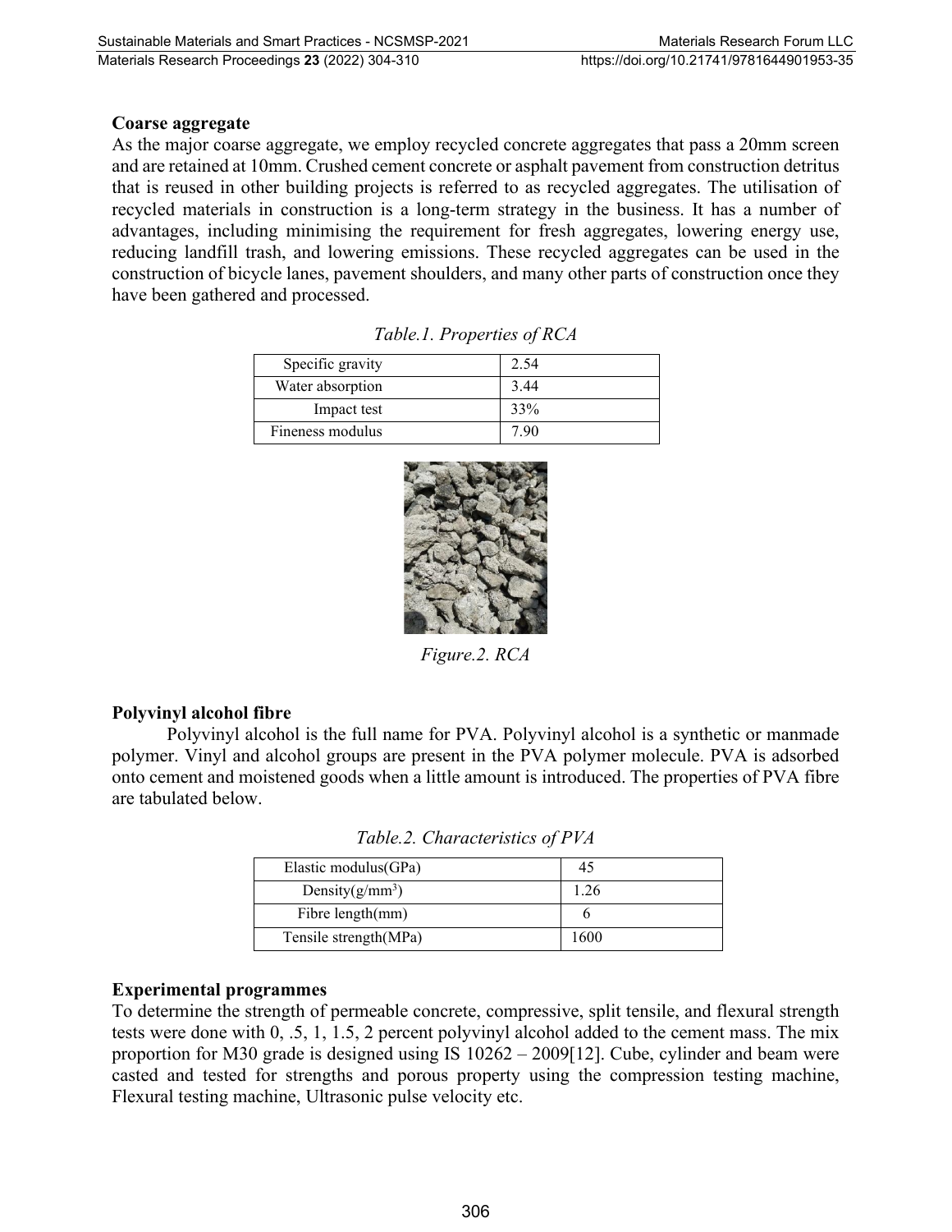**Coarse aggregate**

As the major coarse aggregate, we employ recycled concrete aggregates that pass a 20mm screen and are retained at 10mm. Crushed cement concrete or asphalt pavement from construction detritus that is reused in other building projects is referred to as recycled aggregates. The utilisation of recycled materials in construction is a long-term strategy in the business. It has a number of advantages, including minimising the requirement for fresh aggregates, lowering energy use, reducing landfill trash, and lowering emissions. These recycled aggregates can be used in the construction of bicycle lanes, pavement shoulders, and many other parts of construction once they have been gathered and processed.

*Table.1. Properties of RCA*

| | |
|---|---|
| Specific gravity | 2.54 |
| Water absorption | 3.44 |
| Impact test | 33% |
| Fineness modulus | 7.90 |

*Figure.2. RCA*

**Polyvinyl alcohol fibre**

Polyvinyl alcohol is the full name for PVA. Polyvinyl alcohol is a synthetic or manmade polymer. Vinyl and alcohol groups are present in the PVA polymer molecule. PVA is adsorbed onto cement and moistened goods when a little amount is introduced. The properties of PVA fibre are tabulated below.

*Table.2. Characteristics of PVA*

| | |
|---|---|
| Elastic modulus(GPa) | 45 |
| Density($g/mm^3$) | 1.26 |
| Fibre length(mm) | 6 |
| Tensile strength(MPa) | 1600 |

**Experimental programmes**

To determine the strength of permeable concrete, compressive, split tensile, and flexural strength tests were done with 0, .5, 1, 1.5, 2 percent polyvinyl alcohol added to the cement mass. The mix proportion for M30 grade is designed using IS 10262 – 2009[12]. Cube, cylinder and beam were casted and tested for strengths and porous property using the compression testing machine, Flexural testing machine, Ultrasonic pulse velocity etc.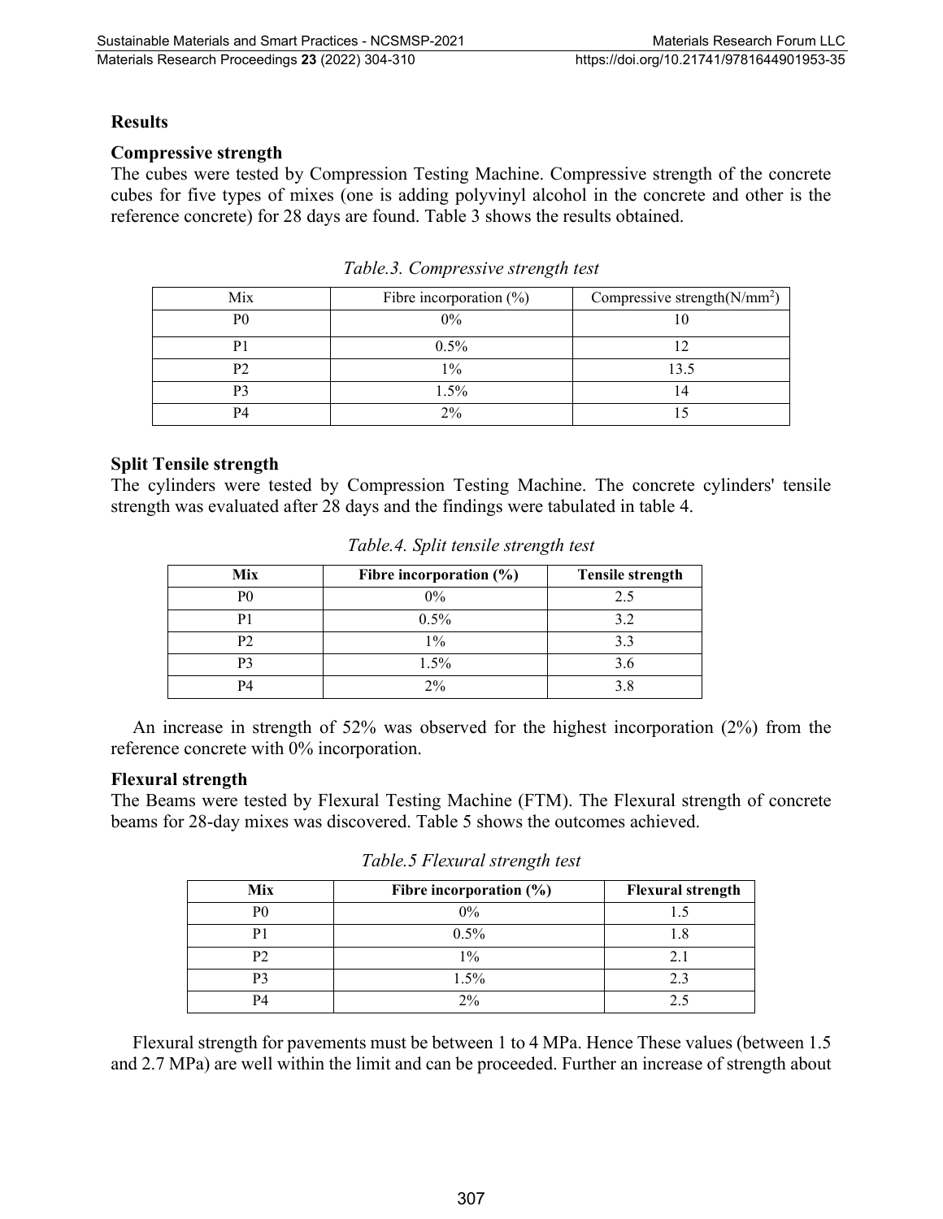## Results

### Compressive strength

The cubes were tested by Compression Testing Machine. Compressive strength of the concrete cubes for five types of mixes (one is adding polyvinyl alcohol in the concrete and other is the reference concrete) for 28 days are found. Table 3 shows the results obtained.

*Table.3. Compressive strength test*

| Mix | Fibre incorporation (%) | Compressive strength($N/mm^2$) |
|---|---|---|
| P0 | 0% | 10 |
| P1 | 0.5% | 12 |
| P2 | 1% | 13.5 |
| P3 | 1.5% | 14 |
| P4 | 2% | 15 |

### Split Tensile strength

The cylinders were tested by Compression Testing Machine. The concrete cylinders' tensile strength was evaluated after 28 days and the findings were tabulated in table 4.

*Table.4. Split tensile strength test*

| Mix | Fibre incorporation (%) | Tensile strength |
|---|---|---|
| P0 | 0% | 2.5 |
| P1 | 0.5% | 3.2 |
| P2 | 1% | 3.3 |
| P3 | 1.5% | 3.6 |
| P4 | 2% | 3.8 |

An increase in strength of 52% was observed for the highest incorporation (2%) from the reference concrete with 0% incorporation.

### Flexural strength

The Beams were tested by Flexural Testing Machine (FTM). The Flexural strength of concrete beams for 28-day mixes was discovered. Table 5 shows the outcomes achieved.

*Table.5 Flexural strength test*

| Mix | Fibre incorporation (%) | Flexural strength |
|---|---|---|
| P0 | 0% | 1.5 |
| P1 | 0.5% | 1.8 |
| P2 | 1% | 2.1 |
| P3 | 1.5% | 2.3 |
| P4 | 2% | 2.5 |

Flexural strength for pavements must be between 1 to 4 MPa. Hence These values (between 1.5 and 2.7 MPa) are well within the limit and can be proceeded. Further an increase of strength about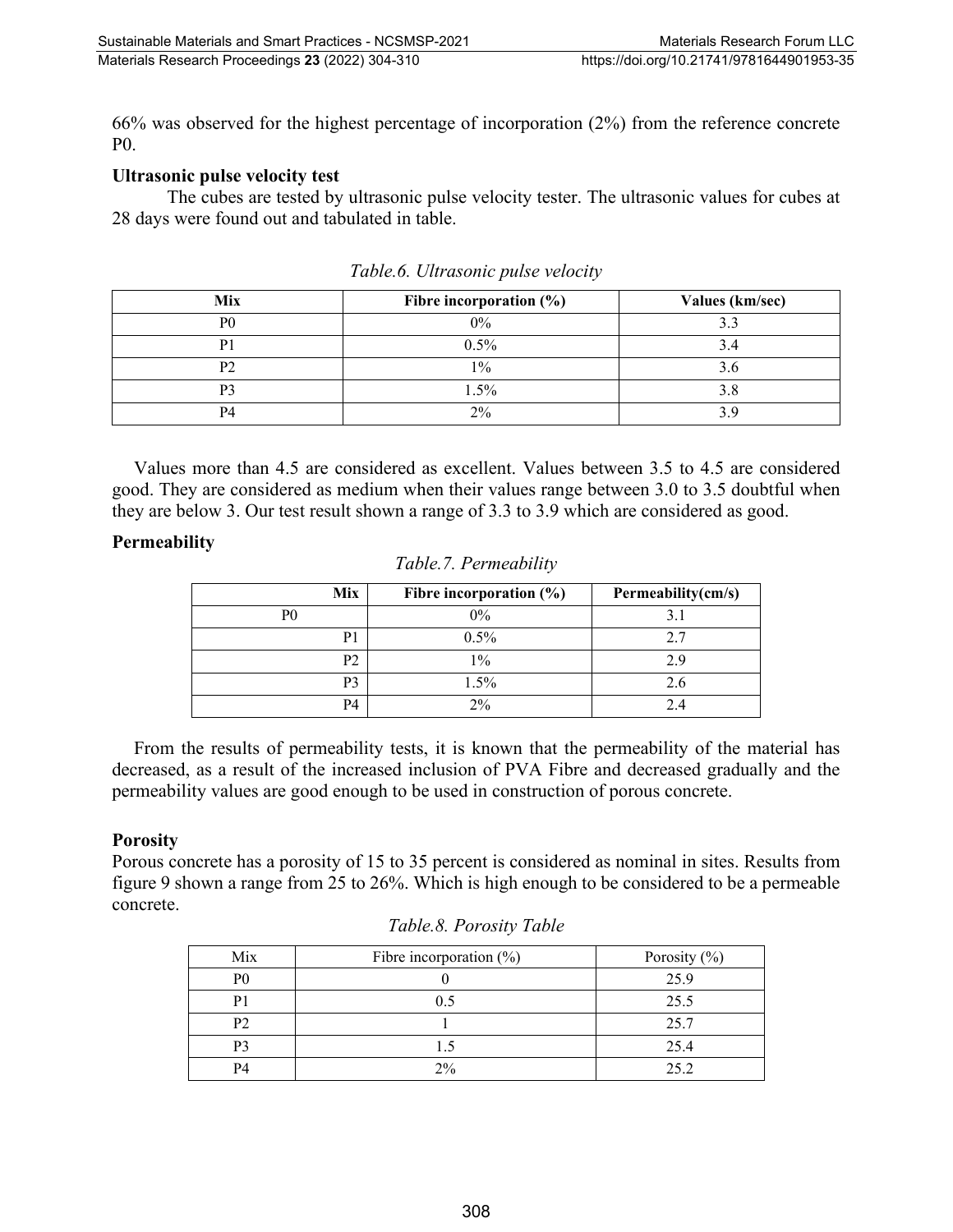66% was observed for the highest percentage of incorporation (2%) from the reference concrete P0.

**Ultrasonic pulse velocity test**

The cubes are tested by ultrasonic pulse velocity tester. The ultrasonic values for cubes at 28 days were found out and tabulated in table.

*Table.6. Ultrasonic pulse velocity*

| Mix | Fibre incorporation (%) | Values (km/sec) |
|---|---|---|
| P0 | 0% | 3.3 |
| P1 | 0.5% | 3.4 |
| P2 | 1% | 3.6 |
| P3 | 1.5% | 3.8 |
| P4 | 2% | 3.9 |

Values more than 4.5 are considered as excellent. Values between 3.5 to 4.5 are considered good. They are considered as medium when their values range between 3.0 to 3.5 doubtful when they are below 3. Our test result shown a range of 3.3 to 3.9 which are considered as good.

**Permeability**

*Table.7. Permeability*

| Mix | Fibre incorporation (%) | Permeability(cm/s) |
|---|---|---|
| P0 | 0% | 3.1 |
| P1 | 0.5% | 2.7 |
| P2 | 1% | 2.9 |
| P3 | 1.5% | 2.6 |
| P4 | 2% | 2.4 |

From the results of permeability tests, it is known that the permeability of the material has decreased, as a result of the increased inclusion of PVA Fibre and decreased gradually and the permeability values are good enough to be used in construction of porous concrete.

**Porosity**

Porous concrete has a porosity of 15 to 35 percent is considered as nominal in sites. Results from figure 9 shown a range from 25 to 26%. Which is high enough to be considered to be a permeable concrete.

*Table.8. Porosity Table*

| Mix | Fibre incorporation (%) | Porosity (%) |
|---|---|---|
| P0 | 0 | 25.9 |
| P1 | 0.5 | 25.5 |
| P2 | 1 | 25.7 |
| P3 | 1.5 | 25.4 |
| P4 | 2% | 25.2 |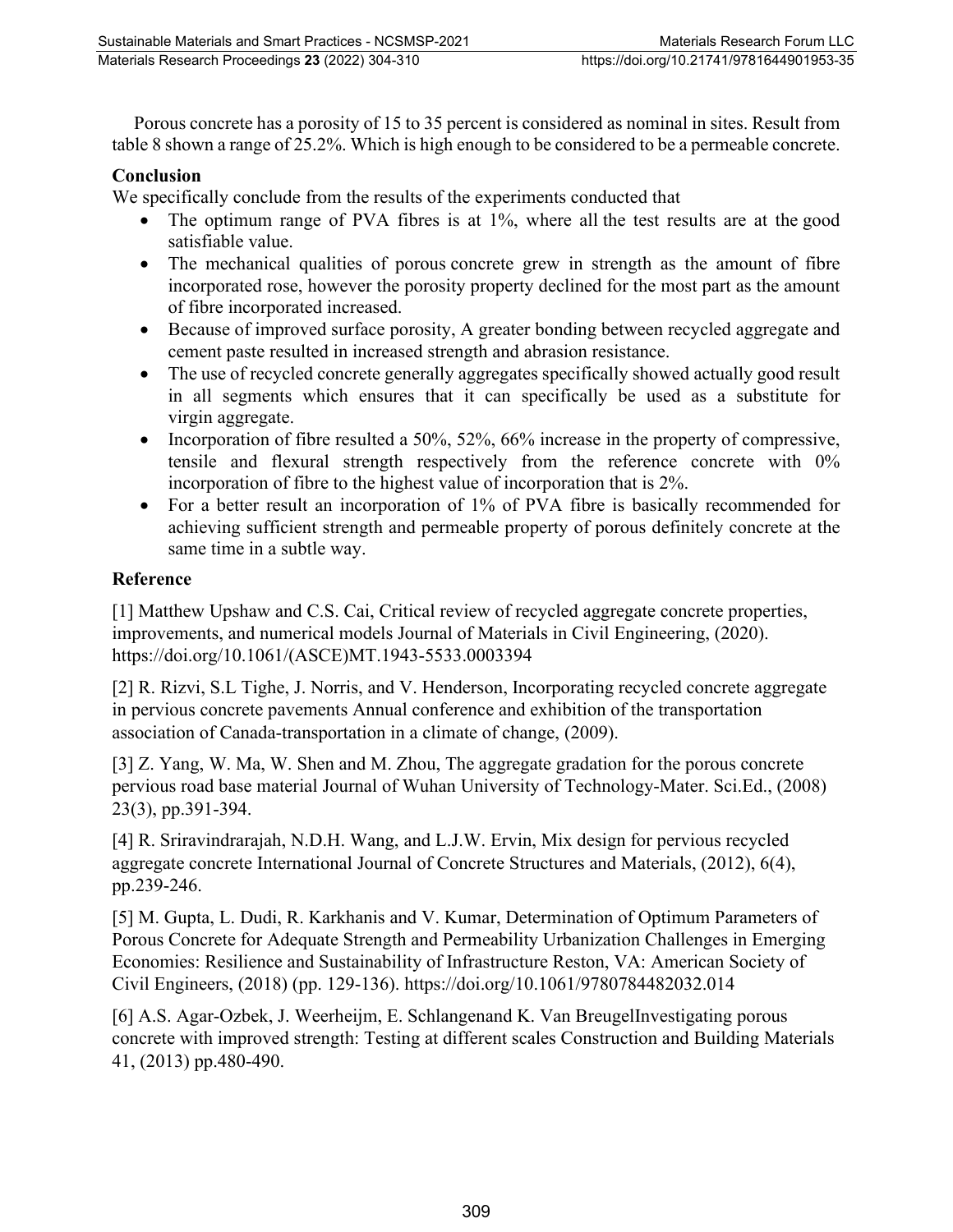Porous concrete has a porosity of 15 to 35 percent is considered as nominal in sites. Result from table 8 shown a range of 25.2%. Which is high enough to be considered to be a permeable concrete.

## Conclusion

We specifically conclude from the results of the experiments conducted that

- The optimum range of PVA fibres is at 1%, where all the test results are at the good satisfiable value.
- The mechanical qualities of porous concrete grew in strength as the amount of fibre incorporated rose, however the porosity property declined for the most part as the amount of fibre incorporated increased.
- Because of improved surface porosity, A greater bonding between recycled aggregate and cement paste resulted in increased strength and abrasion resistance.
- The use of recycled concrete generally aggregates specifically showed actually good result in all segments which ensures that it can specifically be used as a substitute for virgin aggregate.
- Incorporation of fibre resulted a 50%, 52%, 66% increase in the property of compressive, tensile and flexural strength respectively from the reference concrete with 0% incorporation of fibre to the highest value of incorporation that is 2%.
- For a better result an incorporation of 1% of PVA fibre is basically recommended for achieving sufficient strength and permeable property of porous definitely concrete at the same time in a subtle way.

## Reference

[1] Matthew Upshaw and C.S. Cai, Critical review of recycled aggregate concrete properties, improvements, and numerical models Journal of Materials in Civil Engineering, (2020). https://doi.org/10.1061/(ASCE)MT.1943-5533.0003394

[2] R. Rizvi, S.L Tighe, J. Norris, and V. Henderson, Incorporating recycled concrete aggregate in pervious concrete pavements Annual conference and exhibition of the transportation association of Canada-transportation in a climate of change, (2009).

[3] Z. Yang, W. Ma, W. Shen and M. Zhou, The aggregate gradation for the porous concrete pervious road base material Journal of Wuhan University of Technology-Mater. Sci.Ed., (2008) 23(3), pp.391-394.

[4] R. Sriravindrarajah, N.D.H. Wang, and L.J.W. Ervin, Mix design for pervious recycled aggregate concrete International Journal of Concrete Structures and Materials, (2012), 6(4), pp.239-246.

[5] M. Gupta, L. Dudi, R. Karkhanis and V. Kumar, Determination of Optimum Parameters of Porous Concrete for Adequate Strength and Permeability Urbanization Challenges in Emerging Economies: Resilience and Sustainability of Infrastructure Reston, VA: American Society of Civil Engineers, (2018) (pp. 129-136). https://doi.org/10.1061/9780784482032.014

[6] A.S. Agar-Ozbek, J. Weerheijm, E. Schlangenand K. Van BreugelInvestigating porous concrete with improved strength: Testing at different scales Construction and Building Materials 41, (2013) pp.480-490.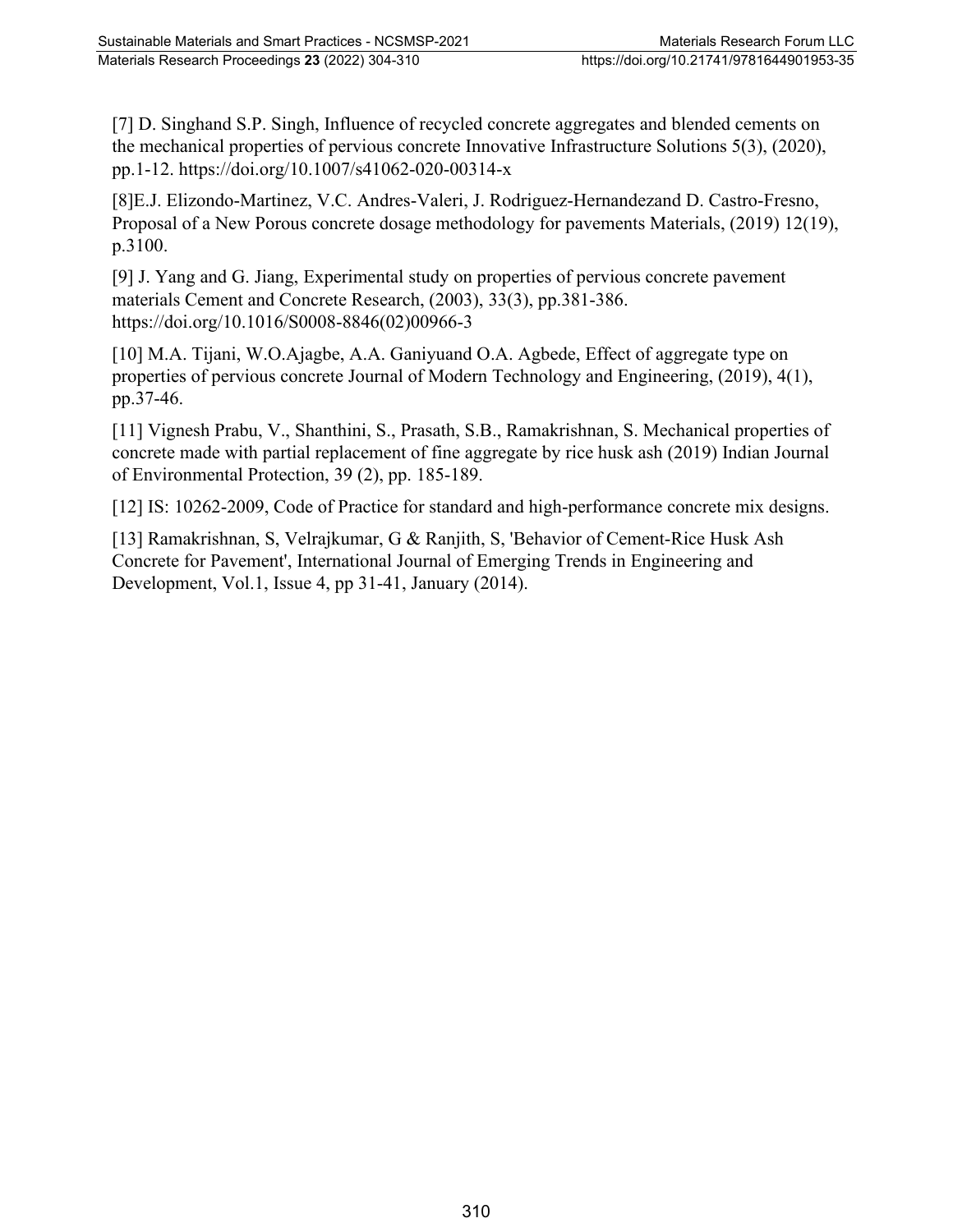[7] D. Singhand S.P. Singh, Influence of recycled concrete aggregates and blended cements on the mechanical properties of pervious concrete Innovative Infrastructure Solutions 5(3), (2020), pp.1-12. https://doi.org/10.1007/s41062-020-00314-x

[8]E.J. Elizondo-Martinez, V.C. Andres-Valeri, J. Rodriguez-Hernandezand D. Castro-Fresno, Proposal of a New Porous concrete dosage methodology for pavements Materials, (2019) 12(19), p.3100.

[9] J. Yang and G. Jiang, Experimental study on properties of pervious concrete pavement materials Cement and Concrete Research, (2003), 33(3), pp.381-386. https://doi.org/10.1016/S0008-8846(02)00966-3

[10] M.A. Tijani, W.O.Ajagbe, A.A. Ganiyuand O.A. Agbede, Effect of aggregate type on properties of pervious concrete Journal of Modern Technology and Engineering, (2019), 4(1), pp.37-46.

[11] Vignesh Prabu, V., Shanthini, S., Prasath, S.B., Ramakrishnan, S. Mechanical properties of concrete made with partial replacement of fine aggregate by rice husk ash (2019) Indian Journal of Environmental Protection, 39 (2), pp. 185-189.

[12] IS: 10262-2009, Code of Practice for standard and high-performance concrete mix designs.

[13] Ramakrishnan, S, Velrajkumar, G & Ranjith, S, 'Behavior of Cement-Rice Husk Ash Concrete for Pavement', International Journal of Emerging Trends in Engineering and Development, Vol.1, Issue 4, pp 31-41, January (2014).